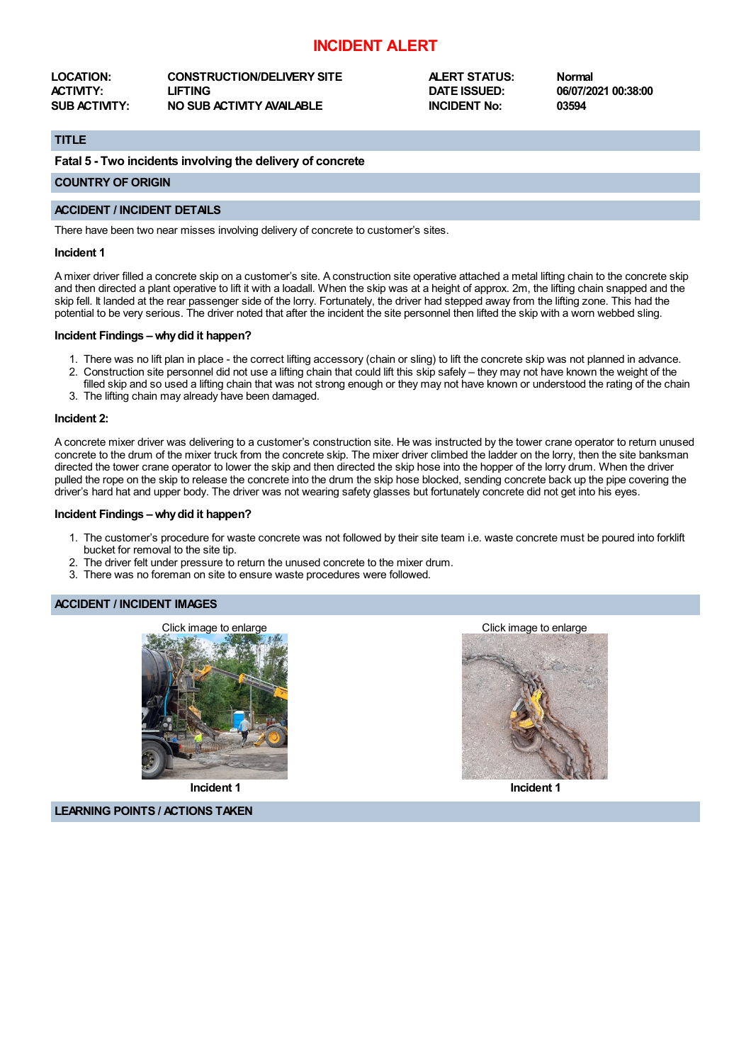# INCIDENT ALERT

| | | | |
|---|---|---|---|
| **LOCATION:** | **CONSTRUCTION/DELIVERY SITE** | **ALERT STATUS:** | **Normal** |
| **ACTIVITY:** | **LIFTING** | **DATE ISSUED:** | **06/07/2021 00:38:00** |
| **SUB ACTIVITY:** | **NO SUB ACTIVITY AVAILABLE** | **INCIDENT No:** | **03594** |

## TITLE

**Fatal 5 - Two incidents involving the delivery of concrete**

## COUNTRY OF ORIGIN

## ACCIDENT / INCIDENT DETAILS

There have been two near misses involving delivery of concrete to customer's sites.

### Incident 1

A mixer driver filled a concrete skip on a customer's site. A construction site operative attached a metal lifting chain to the concrete skip and then directed a plant operative to lift it with a loadall. When the skip was at a height of approx. 2m, the lifting chain snapped and the skip fell. It landed at the rear passenger side of the lorry. Fortunately, the driver had stepped away from the lifting zone. This had the potential to be very serious. The driver noted that after the incident the site personnel then lifted the skip with a worn webbed sling.

### Incident Findings – why did it happen?

1. There was no lift plan in place - the correct lifting accessory (chain or sling) to lift the concrete skip was not planned in advance.
2. Construction site personnel did not use a lifting chain that could lift this skip safely – they may not have known the weight of the filled skip and so used a lifting chain that was not strong enough or they may not have known or understood the rating of the chain
3. The lifting chain may already have been damaged.

### Incident 2:

A concrete mixer driver was delivering to a customer's construction site. He was instructed by the tower crane operator to return unused concrete to the drum of the mixer truck from the concrete skip. The mixer driver climbed the ladder on the lorry, then the site banksman directed the tower crane operator to lower the skip and then directed the skip hose into the hopper of the lorry drum. When the driver pulled the rope on the skip to release the concrete into the drum the skip hose blocked, sending concrete back up the pipe covering the driver's hard hat and upper body. The driver was not wearing safety glasses but fortunately concrete did not get into his eyes.

### Incident Findings – why did it happen?

1. The customer's procedure for waste concrete was not followed by their site team i.e. waste concrete must be poured into forklift bucket for removal to the site tip.
2. The driver felt under pressure to return the unused concrete to the mixer drum.
3. There was no foreman on site to ensure waste procedures were followed.

## ACCIDENT / INCIDENT IMAGES

Click image to enlarge

**Incident 1**

Click image to enlarge

**Incident 1**

## LEARNING POINTS / ACTIONS TAKEN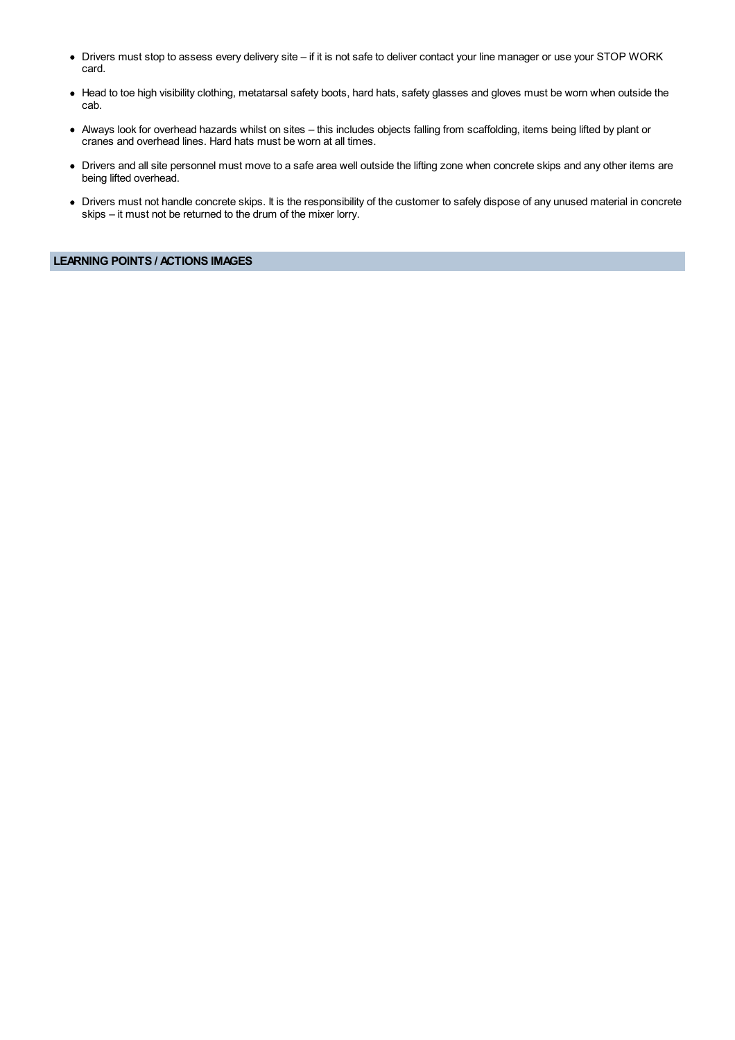- Drivers must stop to assess every delivery site – if it is not safe to deliver contact your line manager or use your STOP WORK card.
- Head to toe high visibility clothing, metatarsal safety boots, hard hats, safety glasses and gloves must be worn when outside the cab.
- Always look for overhead hazards whilst on sites – this includes objects falling from scaffolding, items being lifted by plant or cranes and overhead lines. Hard hats must be worn at all times.
- Drivers and all site personnel must move to a safe area well outside the lifting zone when concrete skips and any other items are being lifted overhead.
- Drivers must not handle concrete skips. It is the responsibility of the customer to safely dispose of any unused material in concrete skips – it must not be returned to the drum of the mixer lorry.

## LEARNING POINTS / ACTIONS IMAGES